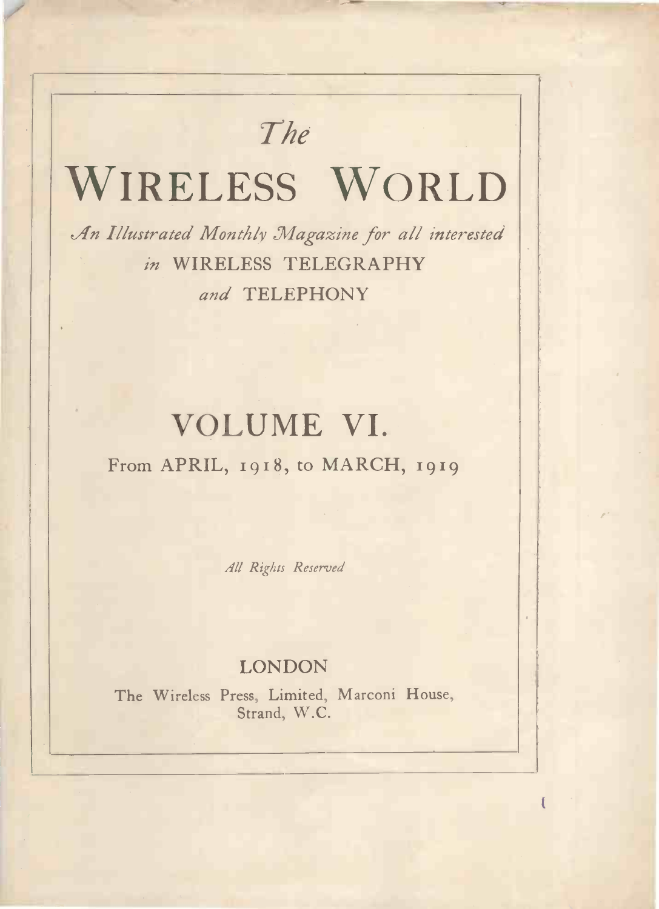*The*

# WIRELESS WORLD

*An Illustrated Monthly Magazine for all interested in* WIRELESS TELEGRAPHY *and* TELEPHONY

## VOLUME VI.

From APRIL, 1918, to MARCH, 1919

*All Rights Reserved*

LONDON

The Wireless Press, Limited, Marconi House, Strand, W.C.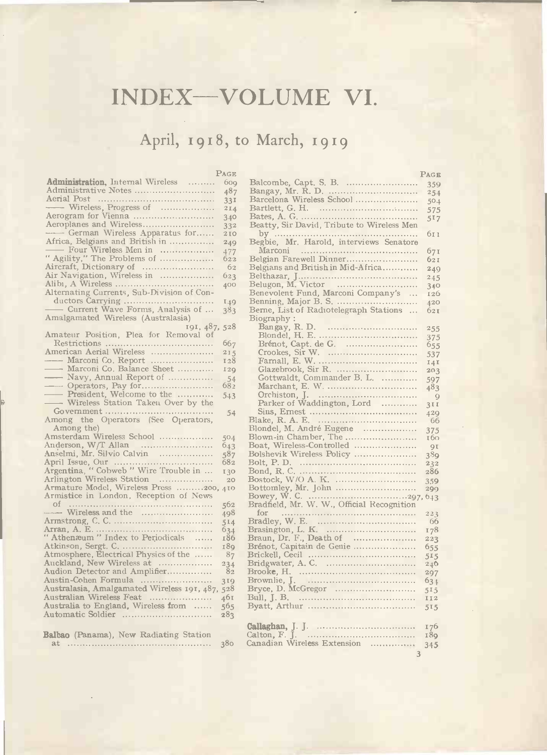# INDEX—VOLUME VI.

## April, 1918, to March, 1919

| | Page |
|---|---|
| **Administration**, Internal Wireless | 609 |
| Administrative Notes | 487 |
| Aerial Post | 331 |
| —— Wireless, Progress of | 214 |
| Aerogram for Vienna | 340 |
| Aeroplanes and Wireless | 332 |
| —— German Wireless Apparatus for | 210 |
| Africa, Belgians and British in | 249 |
| —— Four Wireless Men in | 477 |
| "Agility," The Problems of | 622 |
| Aircraft, Dictionary of | 62 |
| Air Navigation, Wireless in | 623 |
| Alibi, A Wireless | 400 |
| Alternating Currents, Sub-Division of Conductors Carrying | 149 |
| —— Current Wave Forms, Analysis of | 383 |
| Amalgamated Wireless (Australasia) | 191, 487, 528 |
| Amateur Position, Plea for Removal of Restrictions | 667 |
| American Aerial Wireless | 215 |
| —— Marconi Co. Report | 128 |
| —— Marconi Co. Balance Sheet | 129 |
| —— Navy, Annual Report of | 54 |
| —— Operators, Pay for | 682 |
| —— President, Welcome to the | 543 |
| —— Wireless Station Taken Over by the Government | 54 |
| Among the Operators (See Operators, Among the) | |
| Amsterdam Wireless School | 504 |
| Anderson, W/T Allan | 643 |
| Anselmi, Mr. Silvio Calvin | 587 |
| April Issue, Our | 682 |
| Argentina, "Cobweb" Wire Trouble in | 130 |
| Arlington Wireless Station | 20 |
| Armature Model, Wireless Press | 200, 410 |
| Armistice in London, Reception of News of | 562 |
| —— Wireless and the | 498 |
| Armstrong, C. C. | 514 |
| Arran, A. E. | 634 |
| "Athenæum" Index to Periodicals | 186 |
| Atkinson, Sergt. C. | 189 |
| Atmosphere, Electrical Physics of the | 87 |
| Auckland, New Wireless at | 234 |
| Audion Detector and Amplifier | 82 |
| Austin-Cohen Formula | 319 |
| Australasia, Amalgamated Wireless | 191, 487, 528 |
| Australian Wireless Feat | 461 |
| Australia to England, Wireless from | 565 |
| Automatic Soldier | 283 |
| | |
| **Balbao** (Panama), New Radiating Station at | 380 |
| Balcombe, Capt. S. B. | 359 |
| Bangay, Mr. R. D. | 254 |
| Barcelona Wireless School | 504 |
| Bartlett, G. H. | 575 |
| Bates, A. G. | 517 |
| Beatty, Sir David, Tribute to Wireless Men by | 611 |
| Begbie, Mr. Harold, interviews Senatore Marconi | 671 |
| Belgian Farewell Dinner | 621 |
| Belgians and British in Mid-Africa | 249 |
| Belthazar, J. | 245 |
| Belugon, M. Victor | 340 |
| Benevolent Fund, Marconi Company's | 126 |
| Benning, Major B. S. | 420 |
| Berne, List of Radiotelegraph Stations | 621 |
| Biography: | |
| Bangay, R. D. | 255 |
| Blondel, H. E. | 375 |
| Brénot, Capt. de G. | 655 |
| Crookes, Sir W. | 537 |
| Farnall, E. W. | 141 |
| Glazebrook, Sir R. | 203 |
| Gottwaldt, Commander B. L. | 597 |
| Marchant, E. W. | 483 |
| Orchiston, J. | 9 |
| Parker of Waddington, Lord | 311 |
| Sins, Ernest | 429 |
| Blake, R. A. E. | 66 |
| Blondel, M. André Eugene | 375 |
| Blown-in Chamber, The | 160 |
| Boat, Wireless-Controlled | 91 |
| Bolshevik Wireless Policy | 389 |
| Bolt, P. D. | 232 |
| Bond, R. C. | 286 |
| Bostock, W/O A. K. | 359 |
| Bottomley, Mr. John | 299 |
| Bowey, W. C. | 297, 643 |
| Bradfield, Mr. W. W., Official Recognition for | 223 |
| Bradley, W. E. | 66 |
| Brasington, L. K. | 178 |
| Braun, Dr. F., Death of | 223 |
| Brénot, Capitain de Genie | 655 |
| Brickell, Cecil | 515 |
| Bridgwater, A. C. | 246 |
| Brooke, H. | 297 |
| Brownlie, J. | 634 |
| Bryce, D. McGregor | 515 |
| Bull, J. B. | 112 |
| Byatt, Arthur | 515 |
| | |
| **Callaghan**, J. J. | 176 |
| Calton, F. J. | 189 |
| Canadian Wireless Extension | 345 |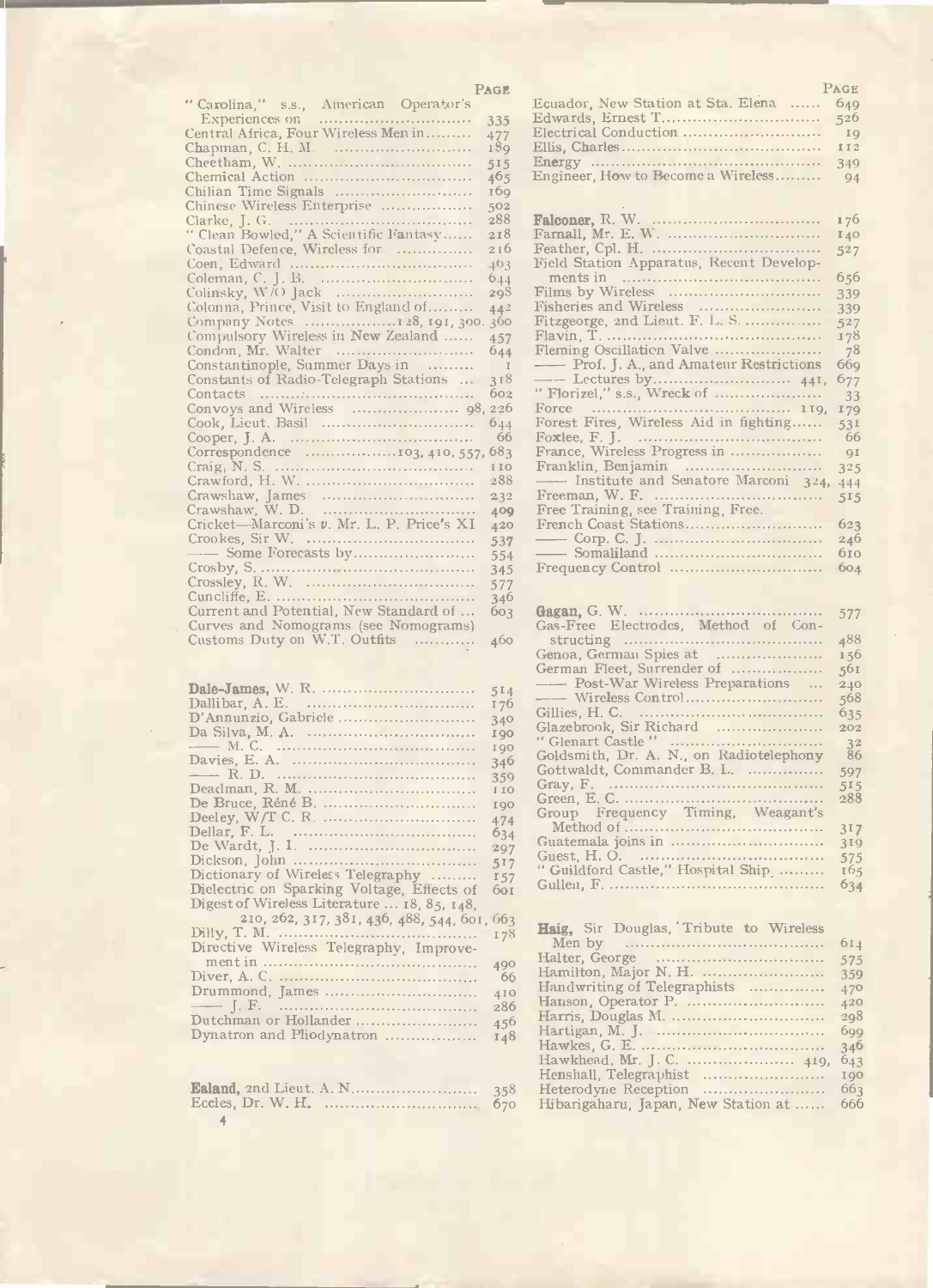| | Page |
|---|---|
| "Carolina," s.s., American Operator's Experiences on | 335 |
| Central Africa, Four Wireless Men in | 477 |
| Chapman, C. H. M. | 189 |
| Cheetham, W. | 515 |
| Chemical Action | 465 |
| Chilian Time Signals | 169 |
| Chinese Wireless Enterprise | 502 |
| Clarke, J. G. | 288 |
| "Clean Bowled," A Scientific Fantasy | 218 |
| Coastal Defence, Wireless for | 216 |
| Coen, Edward | 463 |
| Coleman, C. J. B. | 644 |
| Colinsky, W/O Jack | 298 |
| Colonna, Prince, Visit to England of | 442 |
| Company Notes | 128, 191, 300, 360 |
| Compulsory Wireless in New Zealand | 457 |
| Condon, Mr. Walter | 644 |
| Constantinople, Summer Days in | 1 |
| Constants of Radio-Telegraph Stations | 318 |
| Contacts | 602 |
| Convoys and Wireless | 98, 226 |
| Cook, Lieut. Basil | 644 |
| Cooper, J. A. | 66 |
| Correspondence | 103, 410, 557, 683 |
| Craig, N. S. | 110 |
| Crawford, H. W. | 288 |
| Crawshaw, James | 232 |
| Crawshaw, W. D. | 409 |
| Cricket—Marconi's *v.* Mr. L. P. Price's XI | 420 |
| Crookes, Sir W. | 537 |
| —— Some Forecasts by | 554 |
| Crosby, S. | 345 |
| Crossley, R. W. | 577 |
| Cuncliffe, E. | 346 |
| Current and Potential, New Standard of | 603 |
| Curves and Nomograms (see Nomograms) | |
| Customs Duty on W.T. Outfits | 460 |
| | |
| **Dale-James,** W. R. | 514 |
| Dallibar, A. E. | 176 |
| D'Annunzio, Gabriele | 340 |
| Da Silva, M. A. | 190 |
| —— M. C. | 190 |
| Davies, E. A. | 346 |
| —— R. D. | 359 |
| Deadman, R. M. | 110 |
| De Bruce, Réné B. | 190 |
| Deeley, W/T C. R. | 474 |
| Dellar, F. L. | 634 |
| De Wardt, J. I. | 297 |
| Dickson, John | 517 |
| Dictionary of Wireless Telegraphy | 157 |
| Dielectric on Sparking Voltage, Effects of | 601 |
| Digest of Wireless Literature ... 18, 85, 148, 210, 262, 317, 381, 436, 488, 544, 601, | 663 |
| Dilly, T. M. | 178 |
| Directive Wireless Telegraphy, Improvement in | 490 |
| Diver, A. C. | 66 |
| Drummond, James | 410 |
| —— J. F. | 286 |
| Dutchman or Hollander | 456 |
| Dynatron and Pliodynatron | 148 |
| | |
| **Ealand,** 2nd Lieut. A. N. | 358 |
| Eccles, Dr. W. H. | 670 |
| Ecuador, New Station at Sta. Elena | 649 |
| Edwards, Ernest T. | 526 |
| Electrical Conduction | 19 |
| Ellis, Charles | 112 |
| Energy | 349 |
| Engineer, How to Become a Wireless | 94 |
| | |
| **Falconer,** R. W. | 176 |
| Farnall, Mr. E. W. | 140 |
| Feather, Cpl. H. | 527 |
| Field Station Apparatus, Recent Developments in | 656 |
| Films by Wireless | 339 |
| Fisheries and Wireless | 339 |
| Fitzgeorge, 2nd Lieut. F. L. S. | 527 |
| Flavin, T. | 178 |
| Fleming Oscillation Valve | 78 |
| —— Prof. J. A., and Amateur Restrictions | 669 |
| —— Lectures by | 441, 677 |
| "Florizel," s.s., Wreck of | 33 |
| Force | 119, 179 |
| Forest Fires, Wireless Aid in fighting | 531 |
| Foxlee, F. J. | 66 |
| France, Wireless Progress in | 91 |
| Franklin, Benjamin | 325 |
| —— Institute and Senatore Marconi | 324, 444 |
| Freeman, W. F. | 515 |
| Free Training, see Training, Free. | |
| French Coast Stations | 623 |
| —— Corp. C. J. | 246 |
| —— Somaliland | 610 |
| Frequency Control | 604 |
| | |
| **Gagan,** G. W. | 577 |
| Gas-Free Electrodes, Method of Constructing | 488 |
| Genoa, German Spies at | 156 |
| German Fleet, Surrender of | 561 |
| —— Post-War Wireless Preparations | 240 |
| —— Wireless Control | 568 |
| Gillies, H. C. | 635 |
| Glazebrook, Sir Richard | 202 |
| "Glenart Castle" | 32 |
| Goldsmith, Dr. A. N., on Radiotelephony | 86 |
| Gottwaldt, Commander B. L. | 597 |
| Gray, F. | 515 |
| Green, E. C. | 288 |
| Group Frequency Timing, Weagant's Method of | 317 |
| Guatemala joins in | 319 |
| Guest, H. O. | 575 |
| "Guildford Castle," Hospital Ship | 165 |
| Gullen, F. | 634 |
| | |
| **Haig,** Sir Douglas, Tribute to Wireless Men by | 614 |
| Halter, George | 575 |
| Hamilton, Major N. H. | 359 |
| Handwriting of Telegraphists | 470 |
| Hanson, Operator P. | 420 |
| Harris, Douglas M. | 298 |
| Hartigan, M. J. | 699 |
| Hawkes, G. E. | 346 |
| Hawkhead, Mr. J. C. | 419, 643 |
| Henshall, Telegraphist | 190 |
| Heterodyne Reception | 663 |
| Hibarigaharu, Japan, New Station at | 666 |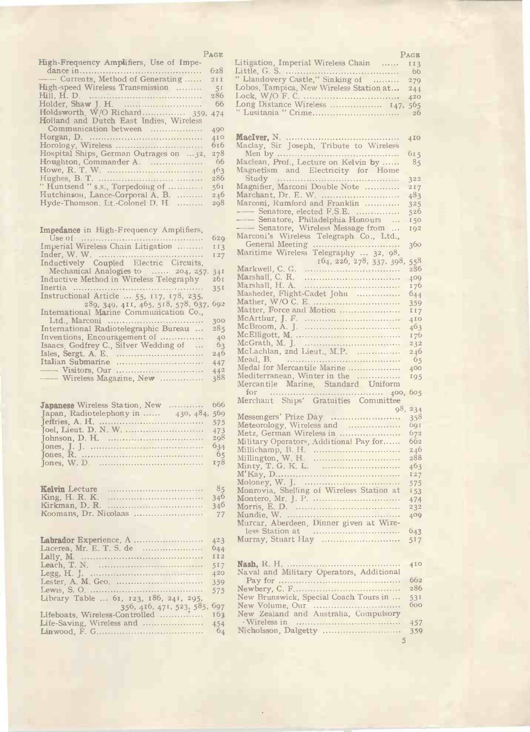PAGE

High-Frequency Amplifiers, Use of Impedance in ... 628
—— Currents, Method of Generating ... 211
High-speed Wireless Transmission ... 51
Hill, H. D. ... 286
Holder, Shaw J. H. ... 66
Holdsworth, W/O Richard ... 359, 474
Holland and Dutch East Indies, Wireless Communication between ... 490
Horgan, D. ... 410
Horology, Wireless ... 616
Hospital Ships, German Outrages on ...32, 278
Houghton, Commander A. ... 66
Howe, R. T. W. ... 463
Hughes, B. T. ... 286
"Huntsend" s.s., Torpedoing of ... 561
Hutchinson, Lance-Corporal A. B. ... 246
Hyde-Thomson, Lt.-Colonel D. H. ... 298

**Impedance** in High-Frequency Amplifiers, Use of ... 629
Imperial Wireless Chain Litigation ... 113
Inder, W. W. ... 127
Inductively Coupled Electric Circuits, Mechanical Analogies to ... 204, 257, 341
Inductive Method in Wireless Telegraphy 261
Inertia ... 351
Instructional Article ... 55, 117, 178, 235, 289, 349, 411, 465, 518, 578, 637, 692
International Marine Communication Co., Ltd., Marconi ... 300
International Radiotelegraphic Bureau ... 285
Inventions, Encouragement of ... 40
Isaacs, Godfrey C., Silver Wedding of ... 63
Isles, Sergt. A. E. ... 246
Italian Submarine ... 447
—— Visitors, Our ... 442
—— Wireless Magazine, New ... 388

**Japanese** Wireless Station, New ... 666
Japan, Radiotelephony in ... 430, 484, 569
Jeffries, A. H. ... 575
Joel, Lieut. D. N. W. ... 473
Johnson, D. H. ... 298
Jones, J. J. ... 634
Jones, R. ... 65
Jones, W. D. ... 178

**Kelvin** Lecture ... 85
King, H. R. K. ... 346
Kirkman, D. R. ... 346
Koomans, Dr. Nicolaas ... 77

**Labrador** Experience, A ... 423
Lacerea, Mr. E. T. S. de ... 644
Lally, M. ... 112
Leach, T. N. ... 517
Legg, H. J. ... 420
Lester, A. M. Geo. ... 359
Lewis, S. O. ... 575
Library Table ... 61, 123, 186, 241, 295, 356, 416, 471, 523, 585, 697
Lifeboats, Wireless-Controlled ... 163
Life-Saving, Wireless and ... 454
Linwood, F. G. ... 64

PAGE

Litigation, Imperial Wireless Chain ... 113
Little, G. S. ... 66
"Llandovery Castle," Sinking of ... 279
Lobos, Tampica, New Wireless Station at... 244
Lock, W/O F. C. ... 420
Long Distance Wireless ... 147, 565
"Lusitania" Crime ... 26

**MacIver,** N. ... 410
Maclay, Sir Joseph, Tribute to Wireless Men by ... 615
Maclean, Prof., Lecture on Kelvin by ... 85
Magnetism and Electricity for Home Study ... 322
Magnifier, Marconi Double Note ... 217
Marchant, Dr. E. W. ... 483
Marconi, Rumford and Franklin ... 325
—— Senatore, elected F.S.E. ... 526
—— Senatore, Philadelphia Honours ... 150
—— Senatore, Wireless Message from ... 192
Marconi's Wireless Telegraph Co., Ltd., General Meeting ... 360
Maritime Wireless Telegraphy ... 32, 98, 164, 226, 278, 337, 398, 558
Markwell, C. G. ... 286
Marshall, C. R. ... 409
Marshall, H. A. ... 176
Masheder, Flight-Cadet John ... 644
Mather, W/O C. E. ... 359
Matter, Force and Motion ... 117
McArthur, J. F. ... 410
McBroom, A. J. ... 463
McElligott, M. ... 176
McGrath, M. J. ... 232
McLachlan, 2nd Lieut., M.P. ... 246
Mead, B. ... 65
Medal for Mercantile Marine ... 400
Mediterranean, Winter in the ... 195
Mercantile Marine, Standard Uniform for ... 400, 605
Merchant Ships' Gratuities Committee 98, 234
Messengers' Prize Day ... 358
Meteorology, Wireless and ... 691
Metz, German Wireless in ... 672
Military Operators, Additional Pay for... 662
Millichamp, B. H. ... 246
Millington, W. H. ... 288
Minty, T. G. K. L. ... 463
M'Kay, D. ... 127
Moloney, W. J. ... 575
Monrovia, Shelling of Wireless Station at 153
Montero, Mr. J. P. ... 474
Morris, E. D. ... 232
Mundie, W. ... 409
Murcar, Aberdeen, Dinner given at Wireless Station at ... 643
Murray, Stuart Hay ... 517

**Nash,** R. H. ... 410
Naval and Military Operators, Additional Pay for ... 662
Newbery, C. F. ... 286
New Brunswick, Special Coach Tours in ... 531
New Volume, Our ... 600
New Zealand and Australia, Compulsory Wireless in ... 457
Nicholsson, Dalgetty ... 359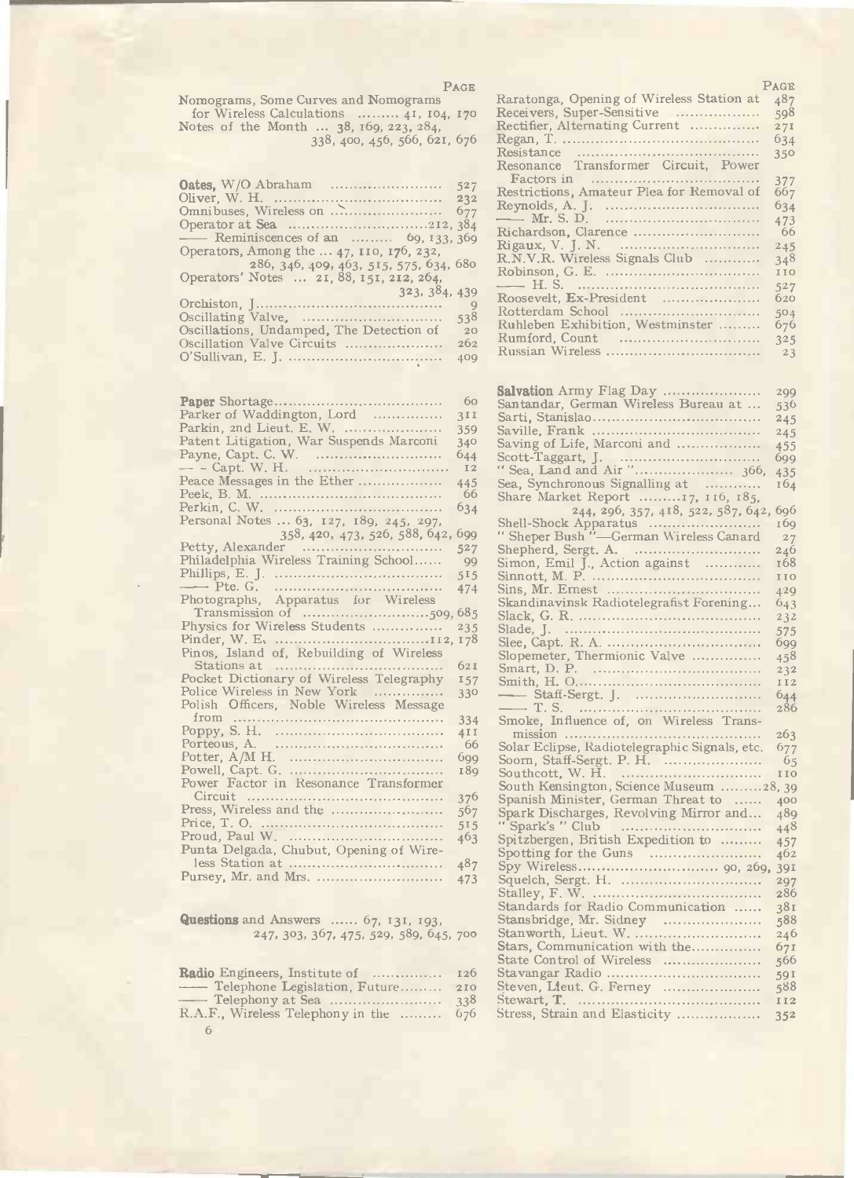| | Page |
|---|---|
| Nomograms, Some Curves and Nomograms for Wireless Calculations ......... 41, 104, | 170 |
| Notes of the Month ... 38, 169, 223, 284, 338, 400, 456, 566, 621, | 676 |

| | |
|---|---|
| **Oates,** W/O Abraham | 527 |
| Oliver, W. H. | 232 |
| Omnibuses, Wireless on | 677 |
| Operator at Sea .....................212, | 384 |
| —— Reminiscences of an ......... 69, 133, | 369 |
| Operators, Among the ... 47, 110, 176, 232, 286, 346, 409, 463, 515, 575, 634, | 680 |
| Operators' Notes ... 21, 88, 151, 212, 264, 323, 384, | 439 |
| Orchiston, J. | 9 |
| Oscillating Valve, | 538 |
| Oscillations, Undamped, The Detection of | 20 |
| Oscillation Valve Circuits | 262 |
| O'Sullivan, E. J. | 409 |

| | |
|---|---|
| **Paper** Shortage | 60 |
| Parker of Waddington, Lord | 311 |
| Parkin, 2nd Lieut. E. W. | 359 |
| Patent Litigation, War Suspends Marconi | 340 |
| Payne, Capt. C. W. | 644 |
| — - Capt. W. H. | 12 |
| Peace Messages in the Ether | 445 |
| Peek, B. M. | 66 |
| Perkin, C. W. | 634 |
| Personal Notes ... 63, 127, 189, 245, 297, 358, 420, 473, 526, 588, 642, | 699 |
| Petty, Alexander | 527 |
| Philadelphia Wireless Training School | 99 |
| Phillips, E. J. | 515 |
| —— Pte. G. | 474 |
| Photographs, Apparatus for Wireless Transmission of ......................509, | 685 |
| Physics for Wireless Students | 235 |
| Pinder, W. E. ......................112, | 178 |
| Pinos, Island of, Rebuilding of Wireless Stations at | 621 |
| Pocket Dictionary of Wireless Telegraphy | 157 |
| Police Wireless in New York | 330 |
| Polish Officers, Noble Wireless Message from | 334 |
| Poppy, S. H. | 411 |
| Porteous, A. | 66 |
| Potter, A/M H. | 699 |
| Powell, Capt. G. | 189 |
| Power Factor in Resonance Transformer Circuit | 376 |
| Press, Wireless and the | 567 |
| Price, T. O. | 515 |
| Proud, Paul W. | 463 |
| Punta Delgada, Chubut, Opening of Wireless Station at | 487 |
| Pursey, Mr. and Mrs. | 473 |

| | |
|---|---|
| **Questions** and Answers ...... 67, 131, 193, 247, 303, 367, 475, 529, 589, 645, | 700 |

| | |
|---|---|
| **Radio** Engineers, Institute of | 126 |
| —— Telephone Legislation, Future | 210 |
| —— Telephony at Sea | 338 |
| R.A.F., Wireless Telephony in the | 676 |
| Raratonga, Opening of Wireless Station at | 487 |
| Receivers, Super-Sensitive | 598 |
| Rectifier, Alternating Current | 271 |
| Regan, T. | 634 |
| Resistance | 350 |
| Resonance Transformer Circuit, Power Factors in | 377 |
| Restrictions, Amateur Plea for Removal of | 667 |
| Reynolds, A. J. | 634 |
| —— Mr. S. D. | 473 |
| Richardson, Clarence | 66 |
| Rigaux, V. J. N. | 245 |
| R.N.V.R. Wireless Signals Club | 348 |
| Robinson, G. E. | 110 |
| —— H. S. | 527 |
| Roosevelt, Ex-President | 620 |
| Rotterdam School | 504 |
| Ruhleben Exhibition, Westminster | 676 |
| Rumford, Count | 325 |
| Russian Wireless | 23 |

| | |
|---|---|
| **Salvation** Army Flag Day | 299 |
| Santandar, German Wireless Bureau at ... | 536 |
| Sarti, Stanislao | 245 |
| Saville, Frank | 245 |
| Saving of Life, Marconi and | 455 |
| Scott-Taggart, J. | 699 |
| " Sea, Land and Air " ..................... 366, | 435 |
| Sea, Synchronous Signalling at | 164 |
| Share Market Report .........17, 116, 185, 244, 296, 357, 418, 522, 587, 642, | 696 |
| Shell-Shock Apparatus | 169 |
| " Sheper Bush "—German Wireless Canard | 27 |
| Shepherd, Sergt. A. | 246 |
| Simon, Emil J., Action against | 168 |
| Sinnott, M. P. | 110 |
| Sins, Mr. Ernest | 429 |
| Skandinavisk Radiotelegrafist Forening... | 643 |
| Slack, G. R. | 232 |
| Slade, J. | 575 |
| Slee, Capt. R. A. | 699 |
| Slopemeter, Thermionic Valve | 458 |
| Smart, D. P. | 232 |
| Smith, H. O. | 112 |
| —— Staff-Sergt. J. | 644 |
| —— T. S. | 286 |
| Smoke, Influence of, on Wireless Transmission | 263 |
| Solar Eclipse, Radiotelegraphic Signals, etc. | 677 |
| Soorn, Staff-Sergt. P. H. | 65 |
| Southcott, W. H. | 110 |
| South Kensington, Science Museum .........28, | 39 |
| Spanish Minister, German Threat to | 400 |
| Spark Discharges, Revolving Mirror and... | 489 |
| "Spark's " Club | 448 |
| Spitzbergen, British Expedition to | 457 |
| Spotting for the Guns | 462 |
| Spy Wireless.............................. 90, 269, | 391 |
| Squelch, Sergt. H. | 297 |
| Stalley, F. W. | 286 |
| Standards for Radio Communication | 381 |
| Stansbridge, Mr. Sidney | 588 |
| Stanworth, Lieut. W. | 246 |
| Stars, Communication with the | 671 |
| State Control of Wireless | 566 |
| Stavangar Radio | 591 |
| Steven, Lieut. G. Ferney | 588 |
| Stewart, T. | 112 |
| Stress, Strain and Elasticity | 352 |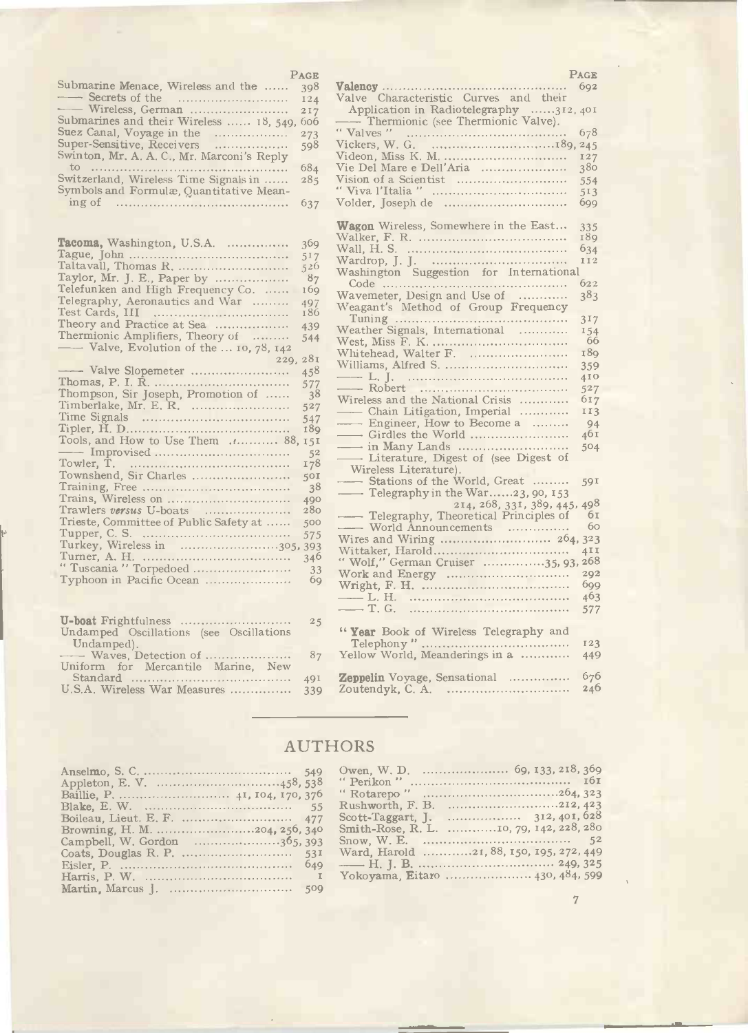| | Page |
|---|---|
| Submarine Menace, Wireless and the | 398 |
| —— Secrets of the | 124 |
| —— Wireless, German | 217 |
| Submarines and their Wireless | 18, 549, 606 |
| Suez Canal, Voyage in the | 273 |
| Super-Sensitive, Receivers | 598 |
| Swinton, Mr. A. A. C., Mr. Marconi's Reply to | 684 |
| Switzerland, Wireless Time Signals in | 285 |
| Symbols and Formulæ, Quantitative Meaning of | 637 |
| | |
| **Tacoma,** Washington, U.S.A. | 369 |
| Tague, John | 517 |
| Taltavall, Thomas R. | 526 |
| Taylor, Mr. J. E., Paper by | 87 |
| Telefunken and High Frequency Co. | 169 |
| Telegraphy, Aeronautics and War | 497 |
| Test Cards, III | 186 |
| Theory and Practice at Sea | 439 |
| Thermionic Amplifiers, Theory of | 544 |
| —— Valve, Evolution of the | 10, 78, 142, 229, 281 |
| —— Valve Slopemeter | 458 |
| Thomas, P. I. R. | 577 |
| Thompson, Sir Joseph, Promotion of | 38 |
| Timberlake, Mr. E. R. | 527 |
| Time Signals | 547 |
| Tipler, H. D. | 189 |
| Tools, and How to Use Them | 88, 151 |
| —— Improvised | 52 |
| Towler, T. | 178 |
| Townshend, Sir Charles | 501 |
| Training, Free | 38 |
| Trains, Wireless on | 490 |
| Trawlers *versus* U-boats | 280 |
| Trieste, Committee of Public Safety at | 500 |
| Tupper, C. S. | 575 |
| Turkey, Wireless in | 305, 393 |
| Turner, A. H. | 346 |
| " Tuscania " Torpedoed | 33 |
| Typhoon in Pacific Ocean | 69 |
| | |
| **U-boat** Frightfulness | 25 |
| Undamped Oscillations (see Oscillations Undamped). | |
| —— Waves, Detection of | 87 |
| Uniform for Mercantile Marine, New Standard | 491 |
| U.S.A. Wireless War Measures | 339 |
| | |
| **Valency** | 692 |
| Valve Characteristic Curves and their Application in Radiotelegraphy | 312, 401 |
| —— Thermionic (see Thermionic Valve). | |
| " Valves " | 678 |
| Vickers, W. G. | 189, 245 |
| Videon, Miss K. M. | 127 |
| Vie Del Mare e Dell'Aria | 380 |
| Vision of a Scientist | 554 |
| " Viva l'Italia " | 513 |
| Volder, Joseph de | 699 |
| | |
| **Wagon** Wireless, Somewhere in the East | 335 |
| Walker, F. R. | 189 |
| Wall, H. S. | 634 |
| Wardrop, J. J. | 112 |
| Washington Suggestion for International Code | 622 |
| Wavemeter, Design and Use of | 383 |
| Weagant's Method of Group Frequency Tuning | 317 |
| Weather Signals, International | 154 |
| West, Miss F. K. | 66 |
| Whitehead, Walter F. | 189 |
| Williams, Alfred S. | 359 |
| —— L. J. | 410 |
| —— Robert | 527 |
| Wireless and the National Crisis | 617 |
| —— Chain Litigation, Imperial | 113 |
| —— Engineer, How to Become a | 94 |
| —— Girdles the World | 461 |
| —— in Many Lands | 504 |
| —— Literature, Digest of (see Digest of Wireless Literature). | |
| —— Stations of the World, Great | 591 |
| —— Telegraphy in the War | 23, 90, 153, 214, 268, 331, 389, 445, 498 |
| —— Telegraphy, Theoretical Principles of | 61 |
| —— World Announcements | 60 |
| Wires and Wiring | 264, 323 |
| Wittaker, Harold | 411 |
| " Wolf," German Cruiser | 35, 93, 268 |
| Work and Energy | 292 |
| Wright, F. H. | 699 |
| —— L. H. | 463 |
| —— T. G. | 577 |
| | |
| " **Year** Book of Wireless Telegraphy and Telephony " | 123 |
| Yellow World, Meanderings in a | 449 |
| | |
| **Zeppelin** Voyage, Sensational | 676 |
| Zoutendyk, C. A. | 246 |

## AUTHORS

| | |
|---|---|
| Anselmo, S. C. | 549 |
| Appleton, E. V. | 458, 538 |
| Baillie, P. | 41, 104, 170, 376 |
| Blake, E. W. | 55 |
| Boileau, Lieut. E. F. | 477 |
| Browning, H. M. | 204, 256, 340 |
| Campbell, W. Gordon | 365, 393 |
| Coats, Douglas R. P. | 531 |
| Eisler, P. | 649 |
| Harris, P. W. | 1 |
| Martin, Marcus J. | 509 |
| Owen, W. D. | 69, 133, 218, 369 |
| " Perikon " | 161 |
| " Rotarepo " | 264, 323 |
| Rushworth, F. B. | 212, 423 |
| Scott-Taggart, J. | 312, 401, 628 |
| Smith-Rose, R. L. | 10, 79, 142, 228, 280 |
| Snow, W. E. | 52 |
| Ward, Harold | 21, 88, 150, 195, 272, 449 |
| —— H. J. B. | 249, 325 |
| Yokoyama, Eitaro | 430, 484, 599 |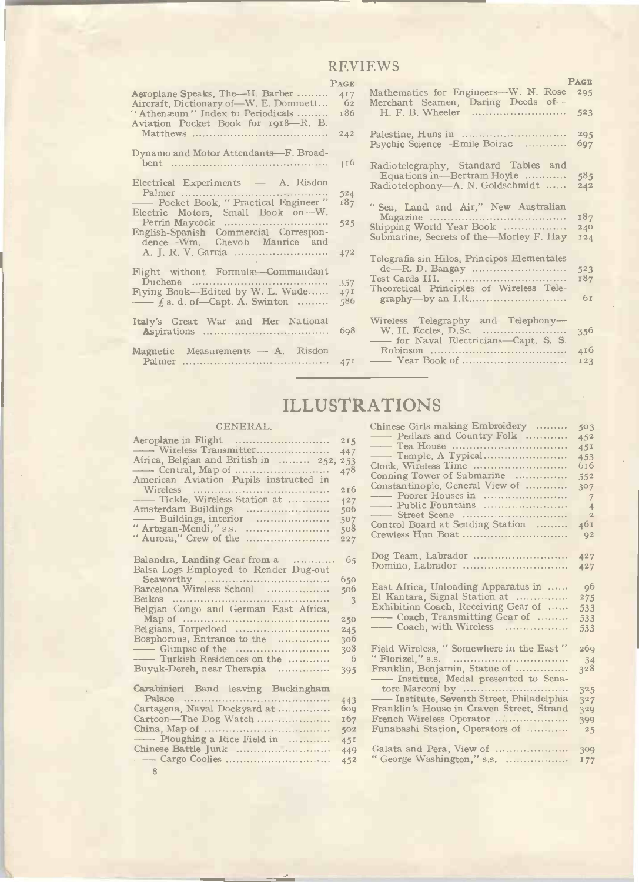## REVIEWS

| | Page |
|---|---|
| Aeroplane Speaks, The—H. Barber | 417 |
| Aircraft, Dictionary of—W. E. Dommett | 62 |
| "Athenæum" Index to Periodicals | 186 |
| Aviation Pocket Book for 1918—R. B. Matthews | 242 |
| Dynamo and Motor Attendants—F. Broadbent | 416 |
| Electrical Experiments — A. Risdon Palmer | 524 |
| —— Pocket Book, "Practical Engineer" | 187 |
| Electric Motors, Small Book on—W. Perrin Maycock | 525 |
| English-Spanish Commercial Correspondence—Wm. Chevob Maurice and A. J. R. V. Garcia | 472 |
| Flight without Formulæ—Commandant Duchene | 357 |
| Flying Book—Edited by W. L. Wade | 471 |
| —— £ s. d. of—Capt. A. Swinton | 586 |
| Italy's Great War and Her National Aspirations | 698 |
| Magnetic Measurements — A. Risdon Palmer | 471 |
| Mathematics for Engineers—W. N. Rose | 295 |
| Merchant Seamen, Daring Deeds of—H. F. B. Wheeler | 523 |
| Palestine, Huns in | 295 |
| Psychic Science—Emile Boirac | 697 |
| Radiotelegraphy, Standard Tables and Equations in—Bertram Hoyle | 585 |
| Radiotelephony—A. N. Goldschmidt | 242 |
| "Sea, Land and Air," New Australian Magazine | 187 |
| Shipping World Year Book | 240 |
| Submarine, Secrets of the—Morley F. Hay | 124 |
| Telegrafia sin Hilos, Principos Elementales de—R. D. Bangay | 523 |
| Test Cards III. | 187 |
| Theoretical Principles of Wireless Telegraphy—by an I.R. | 61 |
| Wireless Telegraphy and Telephony—W. H. Eccles, D.Sc. | 356 |
| —— for Naval Electricians—Capt. S. S. Robinson | 416 |
| —— Year Book of | 123 |

## ILLUSTRATIONS

### GENERAL.

| | |
|---|---|
| Aeroplane in Flight | 215 |
| —— Wireless Transmitter | 447 |
| Africa, Belgian and British in | 252, 253 |
| —— Central, Map of | 478 |
| American Aviation Pupils instructed in Wireless | 216 |
| —— Tickle, Wireless Station at | 427 |
| Amsterdam Buildings | 506 |
| —— Buildings, interior | 507 |
| "Artegan-Mendi," s.s. | 508 |
| "Aurora," Crew of the | 227 |
| Balandra, Landing Gear from a | 65 |
| Balsa Logs Employed to Render Dug-out Seaworthy | 650 |
| Barcelona Wireless School | 506 |
| Beikos | 3 |
| Belgian Congo and German East Africa, Map of | 250 |
| Belgians, Torpedoed | 245 |
| Bosphorous, Entrance to the | 306 |
| —— Glimpse of the | 308 |
| —— Turkish Residences on the | 6 |
| Buyuk-Dereh, near Therapia | 395 |
| Carabinieri Band leaving Buckingham Palace | 443 |
| Cartagena, Naval Dockyard at | 609 |
| Cartoon—The Dog Watch | 167 |
| China, Map of | 502 |
| —— Ploughing a Rice Field in | 451 |
| Chinese Battle Junk | 449 |
| —— Cargo Coolies | 452 |
| Chinese Girls making Embroidery | 503 |
| —— Pedlars and Country Folk | 452 |
| —— Tea House | 451 |
| —— Temple, A Typical | 453 |
| Clock, Wireless Time | 616 |
| Conning Tower of Submarine | 552 |
| Constantinople, General View of | 307 |
| —— Poorer Houses in | 7 |
| —— Public Fountains | 4 |
| —— Street Scene | 2 |
| Control Board at Sending Station | 461 |
| Crewless Hun Boat | 92 |
| Dog Team, Labrador | 427 |
| Domino, Labrador | 427 |
| East Africa, Unloading Apparatus in | 96 |
| El Kantara, Signal Station at | 275 |
| Exhibition Coach, Receiving Gear of | 533 |
| —— Coach, Transmitting Gear of | 533 |
| —— Coach, with Wireless | 533 |
| Field Wireless, "Somewhere in the East" | 269 |
| "Florizel," s.s. | 34 |
| Franklin, Benjamin, Statue of | 328 |
| —— Institute, Medal presented to Senatore Marconi by | 325 |
| —— Institute, Seventh Street, Philadelphia | 327 |
| Franklin's House in Craven Street, Strand | 329 |
| French Wireless Operator | 399 |
| Funabashi Station, Operators of | 25 |
| Galata and Pera, View of | 309 |
| "George Washington," s.s. | 177 |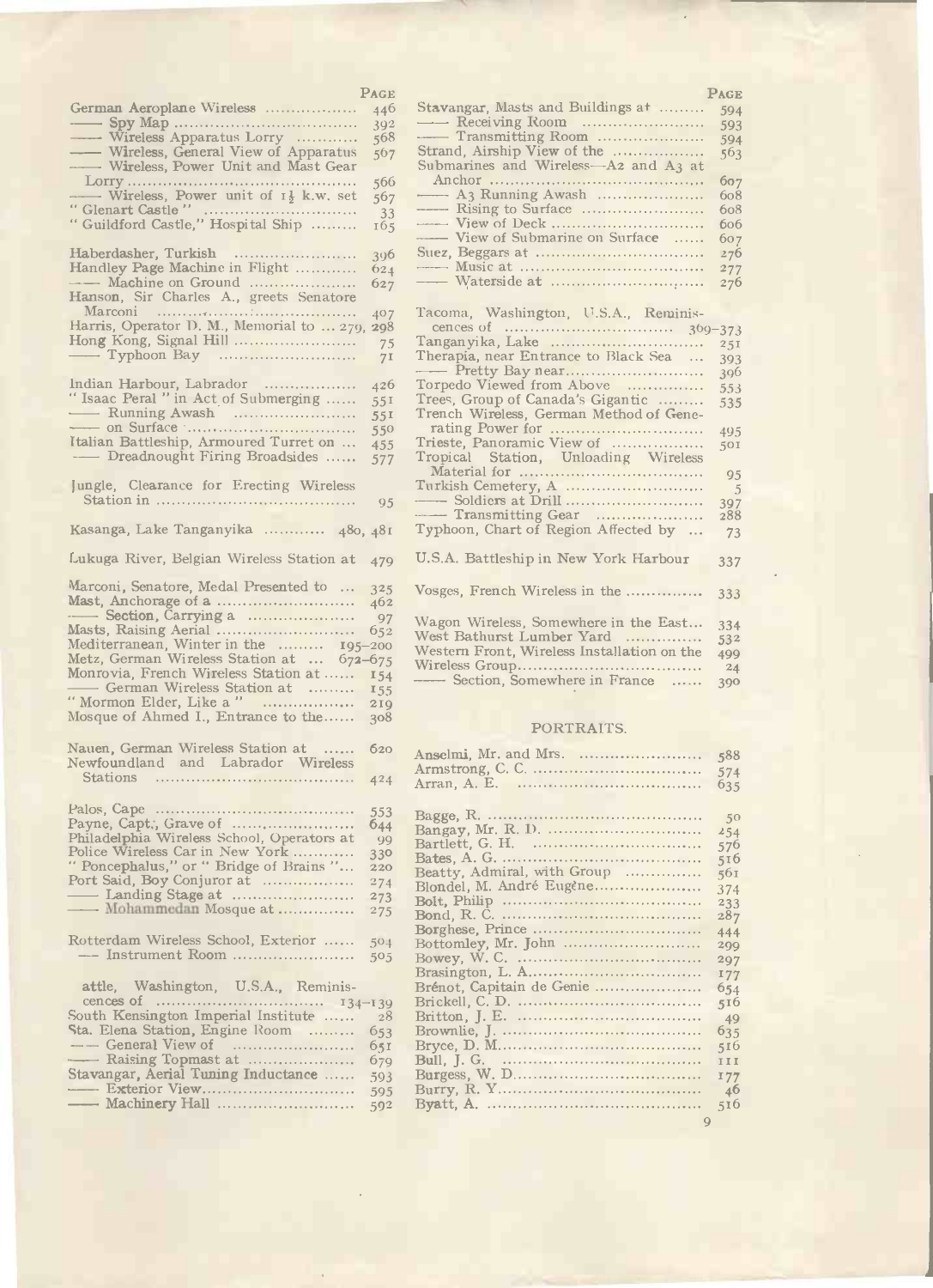| | PAGE |
|---|---|
| German Aeroplane Wireless | 446 |
| —— Spy Map | 392 |
| —— Wireless Apparatus Lorry | 568 |
| —— Wireless, General View of Apparatus | 567 |
| —— Wireless, Power Unit and Mast Gear Lorry | 566 |
| —— Wireless, Power unit of 1½ k.w. set | 567 |
| "Glenart Castle" | 33 |
| "Guildford Castle," Hospital Ship | 165 |
| | |
| Haberdasher, Turkish | 396 |
| Handley Page Machine in Flight | 624 |
| —— Machine on Ground | 627 |
| Hanson, Sir Charles A., greets Senatore Marconi | 407 |
| Harris, Operator D. M., Memorial to ... 279, | 298 |
| Hong Kong, Signal Hill | 75 |
| —— Typhoon Bay | 71 |
| | |
| Indian Harbour, Labrador | 426 |
| "Isaac Peral" in Act of Submerging | 551 |
| —— Running Awash | 551 |
| —— on Surface | 550 |
| Italian Battleship, Armoured Turret on ... | 455 |
| —— Dreadnought Firing Broadsides | 577 |
| | |
| Jungle, Clearance for Erecting Wireless Station in | 95 |
| | |
| Kasanga, Lake Tanganyika | 480, 481 |
| | |
| Lukuga River, Belgian Wireless Station at | 479 |
| | |
| Marconi, Senatore, Medal Presented to ... | 325 |
| Mast, Anchorage of a | 462 |
| —— Section, Carrying a | 97 |
| Masts, Raising Aerial | 652 |
| Mediterranean, Winter in the | 195–200 |
| Metz, German Wireless Station at ... | 672–675 |
| Monrovia, French Wireless Station at | 154 |
| —— German Wireless Station at | 155 |
| "Mormon Elder, Like a" | 219 |
| Mosque of Ahmed I., Entrance to the | 308 |
| | |
| Nauen, German Wireless Station at | 620 |
| Newfoundland and Labrador Wireless Stations | 424 |
| | |
| Palos, Cape | 553 |
| Payne, Capt., Grave of | 644 |
| Philadelphia Wireless School, Operators at | 99 |
| Police Wireless Car in New York | 330 |
| "Poncephalus," or "Bridge of Brains" ... | 220 |
| Port Said, Boy Conjuror at | 274 |
| —— Landing Stage at | 273 |
| —— Mohammedan Mosque at | 275 |
| | |
| Rotterdam Wireless School, Exterior | 504 |
| —— Instrument Room | 505 |
| | |
| attle, Washington, U.S.A., Reminiscences of | 134–139 |
| South Kensington Imperial Institute | 28 |
| Sta. Elena Station, Engine Room | 653 |
| —— General View of | 651 |
| —— Raising Topmast at | 679 |
| Stavangar, Aerial Tuning Inductance | 593 |
| —— Exterior View | 595 |
| —— Machinery Hall | 592 |
| Stavangar, Masts and Buildings at | 594 |
| —— Receiving Room | 593 |
| —— Transmitting Room | 594 |
| Strand, Airship View of the | 563 |
| Submarines and Wireless—A2 and A3 at Anchor | 607 |
| —— A3 Running Awash | 608 |
| —— Rising to Surface | 608 |
| —— View of Deck | 606 |
| —— View of Submarine on Surface | 607 |
| Suez, Beggars at | 276 |
| —— Music at | 277 |
| —— Waterside at | 276 |
| | |
| Tacoma, Washington, U.S.A., Reminiscences of | 369–373 |
| Tanganyika, Lake | 251 |
| Therapia, near Entrance to Black Sea ... | 393 |
| —— Pretty Bay near | 396 |
| Torpedo Viewed from Above | 553 |
| Trees, Group of Canada's Gigantic | 535 |
| Trench Wireless, German Method of Generating Power for | 495 |
| Trieste, Panoramic View of | 501 |
| Tropical Station, Unloading Wireless Material for | 95 |
| Turkish Cemetery, A | 5 |
| —— Soldiers at Drill | 397 |
| —— Transmitting Gear | 288 |
| Typhoon, Chart of Region Affected by ... | 73 |
| | |
| U.S.A. Battleship in New York Harbour | 337 |
| | |
| Vosges, French Wireless in the | 333 |
| | |
| Wagon Wireless, Somewhere in the East... | 334 |
| West Bathurst Lumber Yard | 532 |
| Western Front, Wireless Installation on the | 499 |
| Wireless Group | 24 |
| —— Section, Somewhere in France | 390 |

## PORTRAITS.

| | |
|---|---|
| Anselmi, Mr. and Mrs. | 588 |
| Armstrong, C. C. | 574 |
| Arran, A. E. | 635 |
| | |
| Bagge, R. | 50 |
| Bangay, Mr. R. D. | 254 |
| Bartlett, G. H. | 576 |
| Bates, A. G. | 516 |
| Beatty, Admiral, with Group | 561 |
| Blondel, M. André Eugène | 374 |
| Bolt, Philip | 233 |
| Bond, R. C. | 287 |
| Borghese, Prince | 444 |
| Bottomley, Mr. John | 299 |
| Bowey, W. C. | 297 |
| Brasington, L. A. | 177 |
| Brénot, Capitain de Genie | 654 |
| Brickell, C. D. | 516 |
| Britton, J. E. | 49 |
| Brownlie, J. | 635 |
| Bryce, D. M. | 516 |
| Bull, J. G. | 111 |
| Burgess, W. D. | 177 |
| Burry, R. Y. | 46 |
| Byatt, A. | 516 |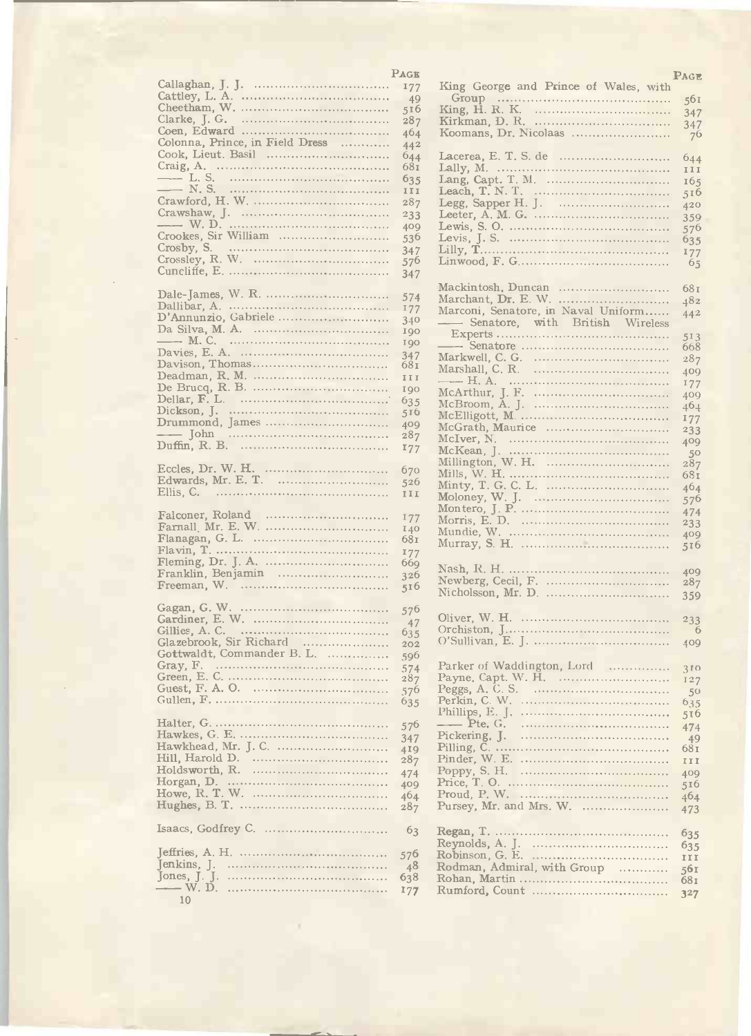| | Page |
|---|---|
| Callaghan, J. J. | 177 |
| Cattley, L. A. | 49 |
| Cheetham, W. | 516 |
| Clarke, J. G. | 287 |
| Coen, Edward | 464 |
| Colonna, Prince, in Field Dress | 442 |
| Cook, Lieut. Basil | 644 |
| Craig, A. | 681 |
| —— L. S. | 635 |
| —— N. S. | 111 |
| Crawford, H. W. | 287 |
| Crawshaw, J. | 233 |
| —— W. D. | 409 |
| Crookes, Sir William | 536 |
| Crosby, S. | 347 |
| Crossley, R. W. | 576 |
| Cuncliffe, E. | 347 |
| | |
| Dale-James, W. R. | 574 |
| Dallibar, A. | 177 |
| D'Annunzio, Gabriele | 340 |
| Da Silva, M. A. | 190 |
| —— M. C. | 190 |
| Davies, E. A. | 347 |
| Davison, Thomas | 681 |
| Deadman, R. M. | 111 |
| De Brucq, R. B. | 190 |
| Dellar, F. L. | 635 |
| Dickson, J. | 516 |
| Drummond, James | 409 |
| —— John | 287 |
| Duffin, R. B. | 177 |
| | |
| Eccles, Dr. W. H. | 670 |
| Edwards, Mr. E. T. | 526 |
| Ellis, C. | 111 |
| | |
| Falconer, Roland | 177 |
| Farnall, Mr. E. W. | 140 |
| Flanagan, G. L. | 681 |
| Flavin, T. | 177 |
| Fleming, Dr. J. A. | 669 |
| Franklin, Benjamin | 326 |
| Freeman, W. | 516 |
| | |
| Gagan, G. W. | 576 |
| Gardiner, E. W. | 47 |
| Gillies, A. C. | 635 |
| Glazebrook, Sir Richard | 202 |
| Gottwaldt, Commander B. L. | 596 |
| Gray, F. | 574 |
| Green, E. C. | 287 |
| Guest, F. A. O. | 576 |
| Gullen, F. | 635 |
| | |
| Halter, G. | 576 |
| Hawkes, G. E. | 347 |
| Hawkhead, Mr. J. C. | 419 |
| Hill, Harold D. | 287 |
| Holdsworth, R. | 474 |
| Horgan, D. | 409 |
| Howe, R. T. W. | 464 |
| Hughes, B. T. | 287 |
| | |
| Isaacs, Godfrey C. | 63 |
| | |
| Jeffries, A. H. | 576 |
| Jenkins, J. | 48 |
| Jones, J. J. | 638 |
| —— W. D. | 177 |

| | Page |
|---|---|
| King George and Prince of Wales, with Group | 561 |
| King, H. R. K. | 347 |
| Kirkman, D. R. | 347 |
| Koomans, Dr. Nicolaas | 76 |
| | |
| Lacerea, E. T. S. de | 644 |
| Lally, M. | 111 |
| Lang, Capt. T. M. | 165 |
| Leach, T. N. T. | 516 |
| Legg, Sapper H. J. | 420 |
| Leeter, A. M. G. | 359 |
| Lewis, S. O. | 576 |
| Levis, J. S. | 635 |
| Lilly, T. | 177 |
| Linwood, F. G. | 65 |
| | |
| Mackintosh, Duncan | 681 |
| Marchant, Dr. E. W. | 482 |
| Marconi, Senatore, in Naval Uniform | 442 |
| —— Senatore, with British Wireless Experts | 513 |
| —— Senatore | 668 |
| Markwell, C. G. | 287 |
| Marshall, C. R. | 409 |
| —— H. A. | 177 |
| McArthur, J. F. | 409 |
| McBroom, A. J. | 464 |
| McElligott, M. | 177 |
| McGrath, Maurice | 233 |
| McIver, N. | 409 |
| McKean, J. | 50 |
| Millington, W. H. | 287 |
| Mills, W. H. | 681 |
| Minty, T. G. C. L. | 464 |
| Moloney, W. J. | 576 |
| Montero, J. P. | 474 |
| Morris, E. D. | 233 |
| Mundie, W. | 409 |
| Murray, S. H. | 516 |
| | |
| Nash, R. H. | 409 |
| Newberg, Cecil, F. | 287 |
| Nicholsson, Mr. D. | 359 |
| | |
| Oliver, W. H. | 233 |
| Orchiston, J. | 6 |
| O'Sullivan, E. J. | 409 |
| | |
| Parker of Waddington, Lord | 310 |
| Payne, Capt. W. H. | 127 |
| Peggs, A. C. S. | 50 |
| Perkin, C. W. | 635 |
| Phillips, E. J. | 516 |
| —— Pte. G. | 474 |
| Pickering, J. | 49 |
| Pilling, C. | 681 |
| Pinder, W. E. | 111 |
| Poppy, S. H. | 409 |
| Price, T. O. | 516 |
| Proud, P. W. | 464 |
| Pursey, Mr. and Mrs. W. | 473 |
| | |
| Regan, T. | 635 |
| Reynolds, A. J. | 635 |
| Robinson, G. E. | 111 |
| Rodman, Admiral, with Group | 561 |
| Rohan, Martin | 681 |
| Rumford, Count | 327 |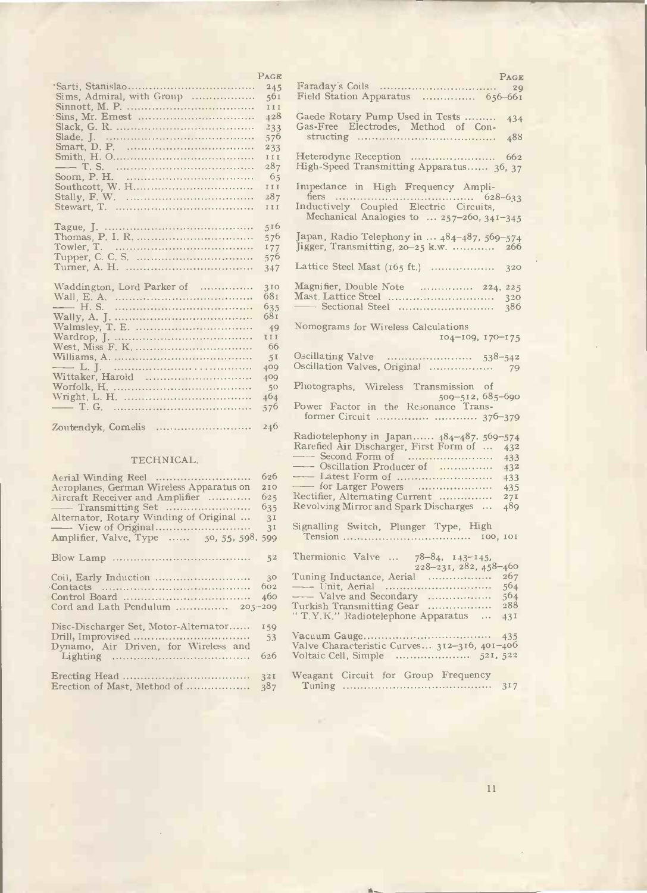| | PAGE |
|---|---|
| Sarti, Stanislao | 245 |
| Sims, Admiral, with Group | 561 |
| Sinnott, M. P. | 111 |
| Sins, Mr. Ernest | 428 |
| Slack, G. R. | 233 |
| Slade, J. | 576 |
| Smart, D. P. | 233 |
| Smith, H. O. | 111 |
| —— T. S. | 287 |
| Soorn, P. H. | 65 |
| Southcott, W. H. | 111 |
| Stally, F. W. | 287 |
| Stewart, T. | 111 |
| Tague, J. | 516 |
| Thomas, P. I. R. | 576 |
| Towler, T. | 177 |
| Tupper, C. C. S. | 576 |
| Turner, A. H. | 347 |
| Waddington, Lord Parker of | 310 |
| Wall, E. A. | 681 |
| —— H. S. | 635 |
| Wally, A. J. | 681 |
| Walmsley, T. E. | 49 |
| Wardrop, J. | 111 |
| West, Miss F. K. | 66 |
| Williams, A. | 51 |
| —— L. J. | 409 |
| Wittaker, Harold | 409 |
| Worfolk, H. | 50 |
| Wright, L. H. | 464 |
| —— T. G. | 576 |
| Zoutendyk, Cornelis | 246 |

## TECHNICAL.

| | PAGE |
|---|---|
| Aerial Winding Reel | 626 |
| Aeroplanes, German Wireless Apparatus on | 210 |
| Aircraft Receiver and Amplifier | 625 |
| —— Transmitting Set | 635 |
| Alternator, Rotary Winding of Original | 31 |
| —— View of Original | 31 |
| Amplifier, Valve, Type | 50, 55, 598, 599 |
| Blow Lamp | 52 |
| Coil, Early Induction | 30 |
| Contacts | 602 |
| Control Board | 460 |
| Cord and Lath Pendulum | 205–209 |
| Disc-Discharger Set, Motor-Alternator | 159 |
| Drill, Improvised | 53 |
| Dynamo, Air Driven, for Wireless and Lighting | 626 |
| Erecting Head | 321 |
| Erection of Mast, Method of | 387 |
| Faraday's Coils | 29 |
| Field Station Apparatus | 656–661 |
| Gaede Rotary Pump Used in Tests | 434 |
| Gas-Free Electrodes, Method of Constructing | 488 |
| Heterodyne Reception | 662 |
| High-Speed Transmitting Apparatus | 36, 37 |
| Impedance in High Frequency Amplifiers | 628–633 |
| Inductively Coupled Electric Circuits, Mechanical Analogies to | 257–260, 341–345 |
| Japan, Radio Telephony in | 484–487, 569–574 |
| Jigger, Transmitting, 20–25 k.w. | 266 |
| Lattice Steel Mast (165 ft.) | 320 |
| Magnifier, Double Note | 224, 225 |
| Mast, Lattice Steel | 320 |
| —— Sectional Steel | 386 |
| Nomograms for Wireless Calculations | 104–109, 170–175 |
| Oscillating Valve | 538–542 |
| Oscillation Valves, Original | 79 |
| Photographs, Wireless Transmission of | 509–512, 685–690 |
| Power Factor in the Resonance Transformer Circuit | 376–379 |
| Radiotelephony in Japan | 484–487, 569–574 |
| Rarefied Air Discharger, First Form of | 432 |
| —— Second Form of | 433 |
| —— Oscillation Producer of | 432 |
| —— Latest Form of | 433 |
| —— for Larger Powers | 435 |
| Rectifier, Alternating Current | 271 |
| Revolving Mirror and Spark Discharges | 489 |
| Signalling Switch, Plunger Type, High Tension | 100, 101 |
| Thermionic Valve | 78–84, 143–145, 228–231, 282, 458–460 |
| Tuning Inductance, Aerial | 267 |
| —— Unit, Aerial | 564 |
| —— Valve and Secondary | 564 |
| Turkish Transmitting Gear | 288 |
| "T.Y.K." Radiotelephone Apparatus | 431 |
| Vacuum Gauge | 435 |
| Valve Characteristic Curves | 312–316, 401–406 |
| Voltaic Cell, Simple | 521, 522 |
| Weagant Circuit for Group Frequency Tuning | 317 |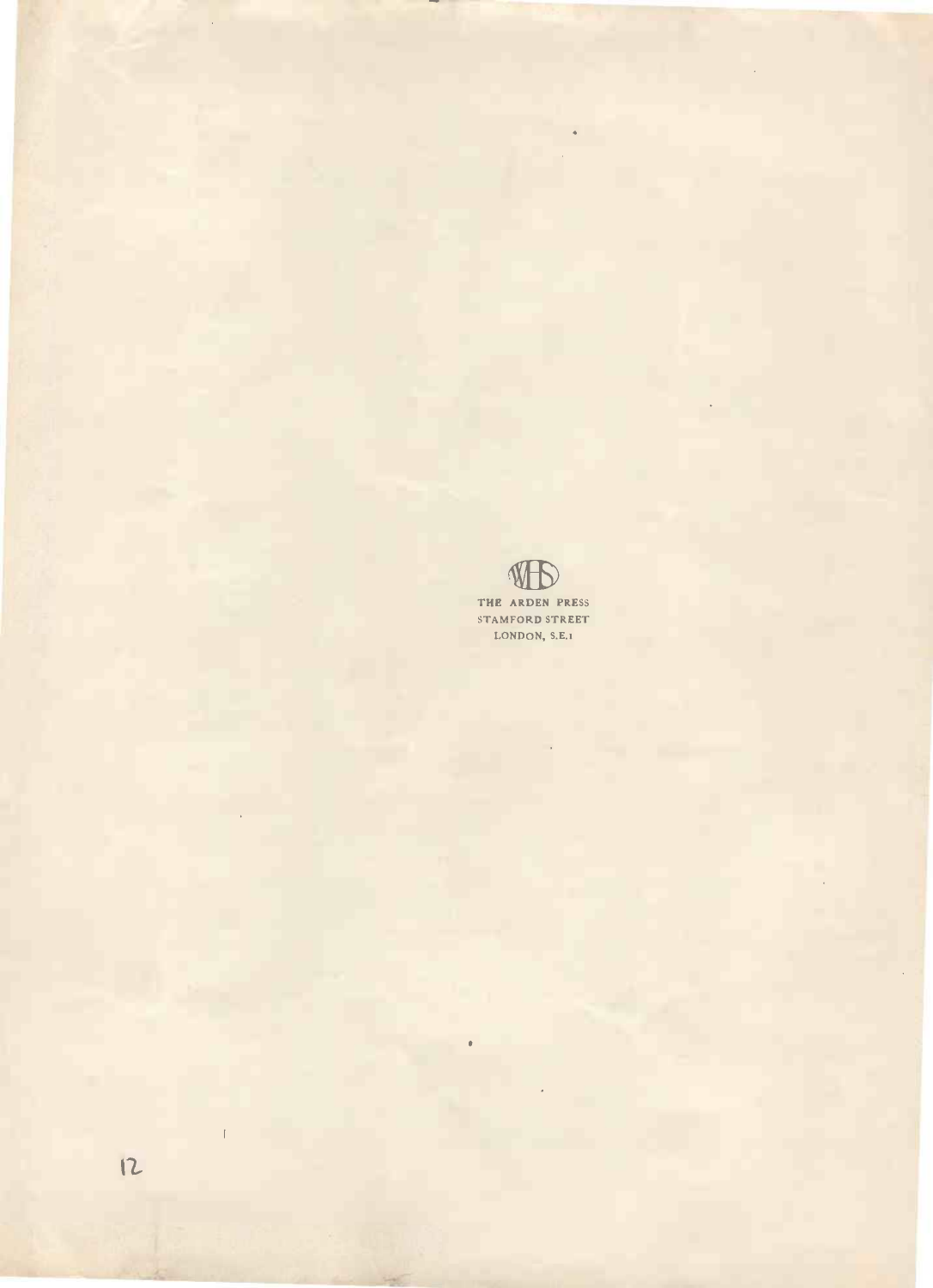WHS

THE ARDEN PRESS
STAMFORD STREET
LONDON, S.E.1